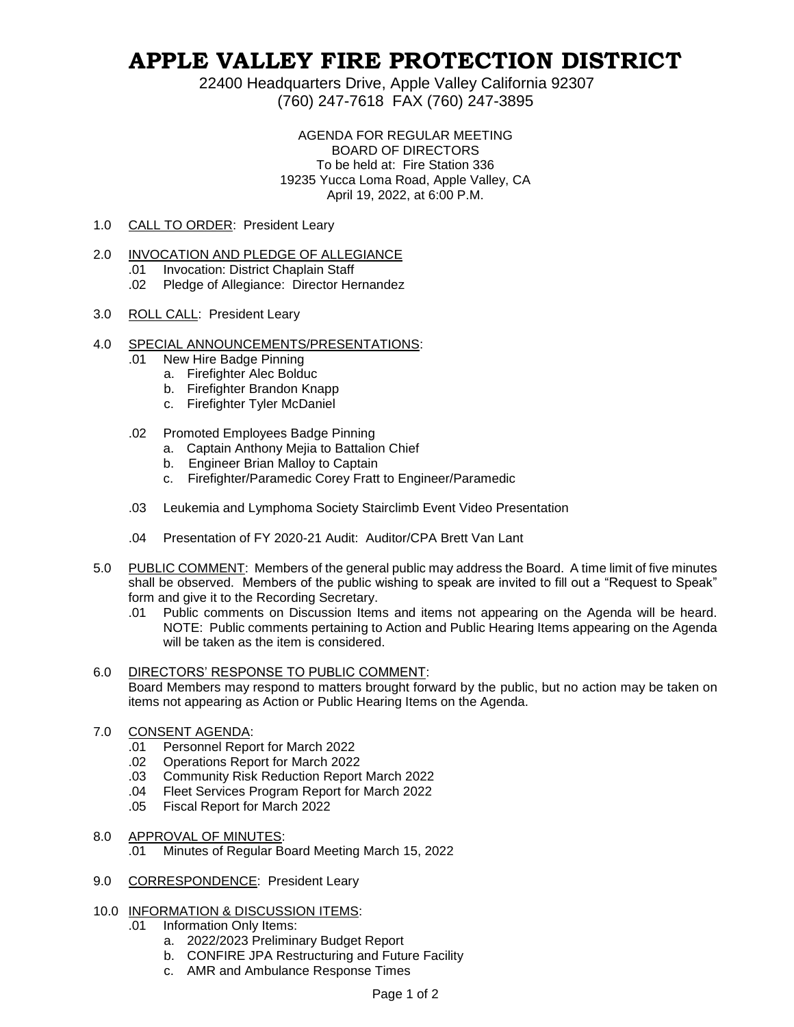# APPLE VALLEY FIRE PROTECTION DISTRICT

22400 Headquarters Drive, Apple Valley California 92307
(760) 247-7618 FAX (760) 247-3895

AGENDA FOR REGULAR MEETING
BOARD OF DIRECTORS
To be held at: Fire Station 336
19235 Yucca Loma Road, Apple Valley, CA
April 19, 2022, at 6:00 P.M.

1.0 CALL TO ORDER: President Leary

2.0 INVOCATION AND PLEDGE OF ALLEGIANCE
- .01 Invocation: District Chaplain Staff
- .02 Pledge of Allegiance: Director Hernandez

3.0 ROLL CALL: President Leary

4.0 SPECIAL ANNOUNCEMENTS/PRESENTATIONS:
- .01 New Hire Badge Pinning
  - a. Firefighter Alec Bolduc
  - b. Firefighter Brandon Knapp
  - c. Firefighter Tyler McDaniel
- .02 Promoted Employees Badge Pinning
  - a. Captain Anthony Mejia to Battalion Chief
  - b. Engineer Brian Malloy to Captain
  - c. Firefighter/Paramedic Corey Fratt to Engineer/Paramedic
- .03 Leukemia and Lymphoma Society Stairclimb Event Video Presentation
- .04 Presentation of FY 2020-21 Audit: Auditor/CPA Brett Van Lant

5.0 PUBLIC COMMENT: Members of the general public may address the Board. A time limit of five minutes shall be observed. Members of the public wishing to speak are invited to fill out a "Request to Speak" form and give it to the Recording Secretary.
- .01 Public comments on Discussion Items and items not appearing on the Agenda will be heard. NOTE: Public comments pertaining to Action and Public Hearing Items appearing on the Agenda will be taken as the item is considered.

6.0 DIRECTORS' RESPONSE TO PUBLIC COMMENT:
Board Members may respond to matters brought forward by the public, but no action may be taken on items not appearing as Action or Public Hearing Items on the Agenda.

7.0 CONSENT AGENDA:
- .01 Personnel Report for March 2022
- .02 Operations Report for March 2022
- .03 Community Risk Reduction Report March 2022
- .04 Fleet Services Program Report for March 2022
- .05 Fiscal Report for March 2022

8.0 APPROVAL OF MINUTES:
- .01 Minutes of Regular Board Meeting March 15, 2022

9.0 CORRESPONDENCE: President Leary

10.0 INFORMATION & DISCUSSION ITEMS:
- .01 Information Only Items:
  - a. 2022/2023 Preliminary Budget Report
  - b. CONFIRE JPA Restructuring and Future Facility
  - c. AMR and Ambulance Response Times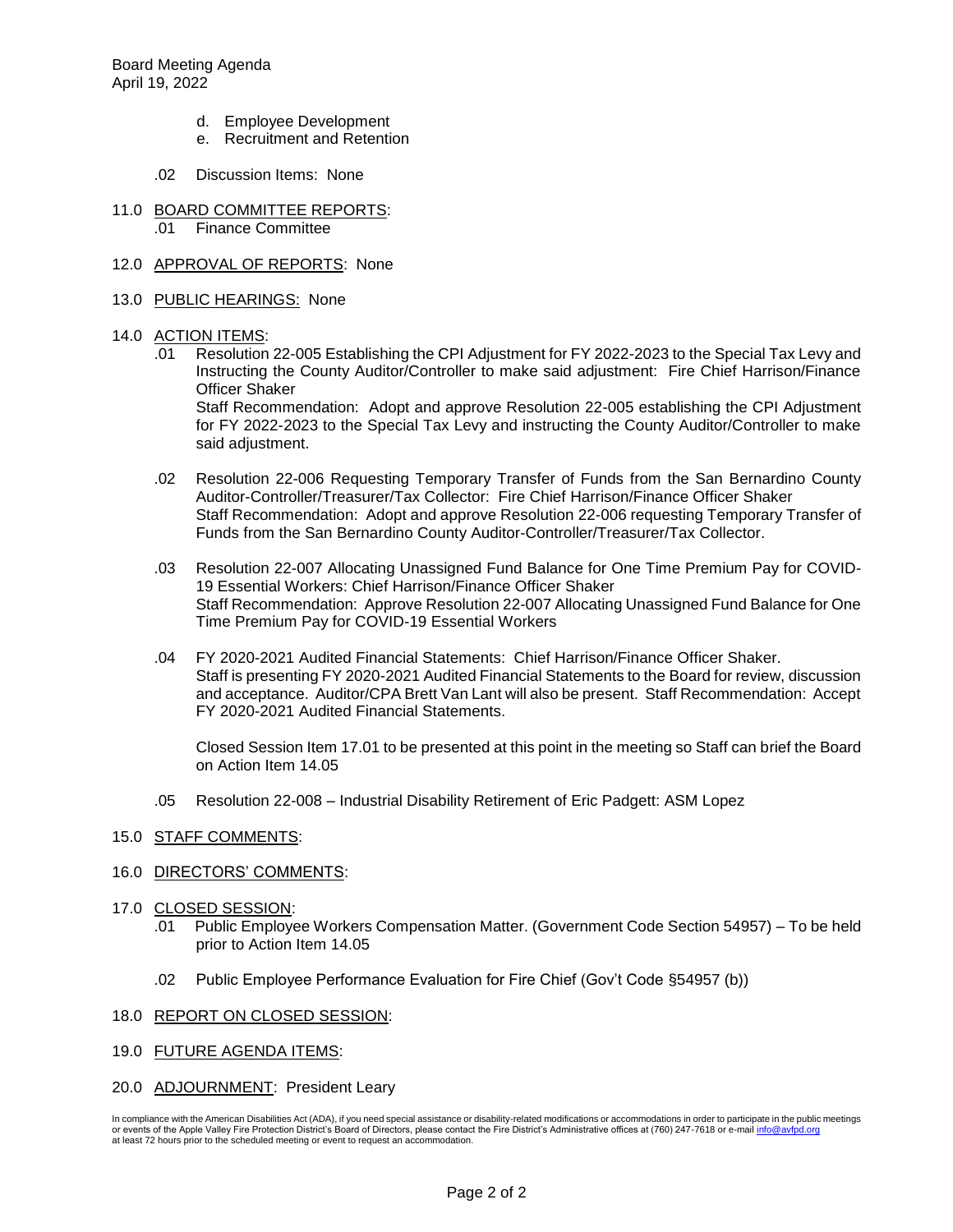d. Employee Development
e. Recruitment and Retention

.02 Discussion Items: None

11.0 BOARD COMMITTEE REPORTS:
.01 Finance Committee

12.0 APPROVAL OF REPORTS: None

13.0 PUBLIC HEARINGS: None

14.0 ACTION ITEMS:

.01 Resolution 22-005 Establishing the CPI Adjustment for FY 2022-2023 to the Special Tax Levy and Instructing the County Auditor/Controller to make said adjustment: Fire Chief Harrison/Finance Officer Shaker
Staff Recommendation: Adopt and approve Resolution 22-005 establishing the CPI Adjustment for FY 2022-2023 to the Special Tax Levy and instructing the County Auditor/Controller to make said adjustment.

.02 Resolution 22-006 Requesting Temporary Transfer of Funds from the San Bernardino County Auditor-Controller/Treasurer/Tax Collector: Fire Chief Harrison/Finance Officer Shaker
Staff Recommendation: Adopt and approve Resolution 22-006 requesting Temporary Transfer of Funds from the San Bernardino County Auditor-Controller/Treasurer/Tax Collector.

.03 Resolution 22-007 Allocating Unassigned Fund Balance for One Time Premium Pay for COVID-19 Essential Workers: Chief Harrison/Finance Officer Shaker
Staff Recommendation: Approve Resolution 22-007 Allocating Unassigned Fund Balance for One Time Premium Pay for COVID-19 Essential Workers

.04 FY 2020-2021 Audited Financial Statements: Chief Harrison/Finance Officer Shaker.
Staff is presenting FY 2020-2021 Audited Financial Statements to the Board for review, discussion and acceptance. Auditor/CPA Brett Van Lant will also be present. Staff Recommendation: Accept FY 2020-2021 Audited Financial Statements.

Closed Session Item 17.01 to be presented at this point in the meeting so Staff can brief the Board on Action Item 14.05

.05 Resolution 22-008 – Industrial Disability Retirement of Eric Padgett: ASM Lopez

15.0 STAFF COMMENTS:

16.0 DIRECTORS' COMMENTS:

17.0 CLOSED SESSION:

.01 Public Employee Workers Compensation Matter. (Government Code Section 54957) – To be held prior to Action Item 14.05

.02 Public Employee Performance Evaluation for Fire Chief (Gov't Code §54957 (b))

18.0 REPORT ON CLOSED SESSION:

19.0 FUTURE AGENDA ITEMS:

20.0 ADJOURNMENT: President Leary

In compliance with the American Disabilities Act (ADA), if you need special assistance or disability-related modifications or accommodations in order to participate in the public meetings or events of the Apple Valley Fire Protection District's Board of Directors, please contact the Fire District's Administrative offices at (760) 247-7618 or e-mail info@avfpd.org at least 72 hours prior to the scheduled meeting or event to request an accommodation.